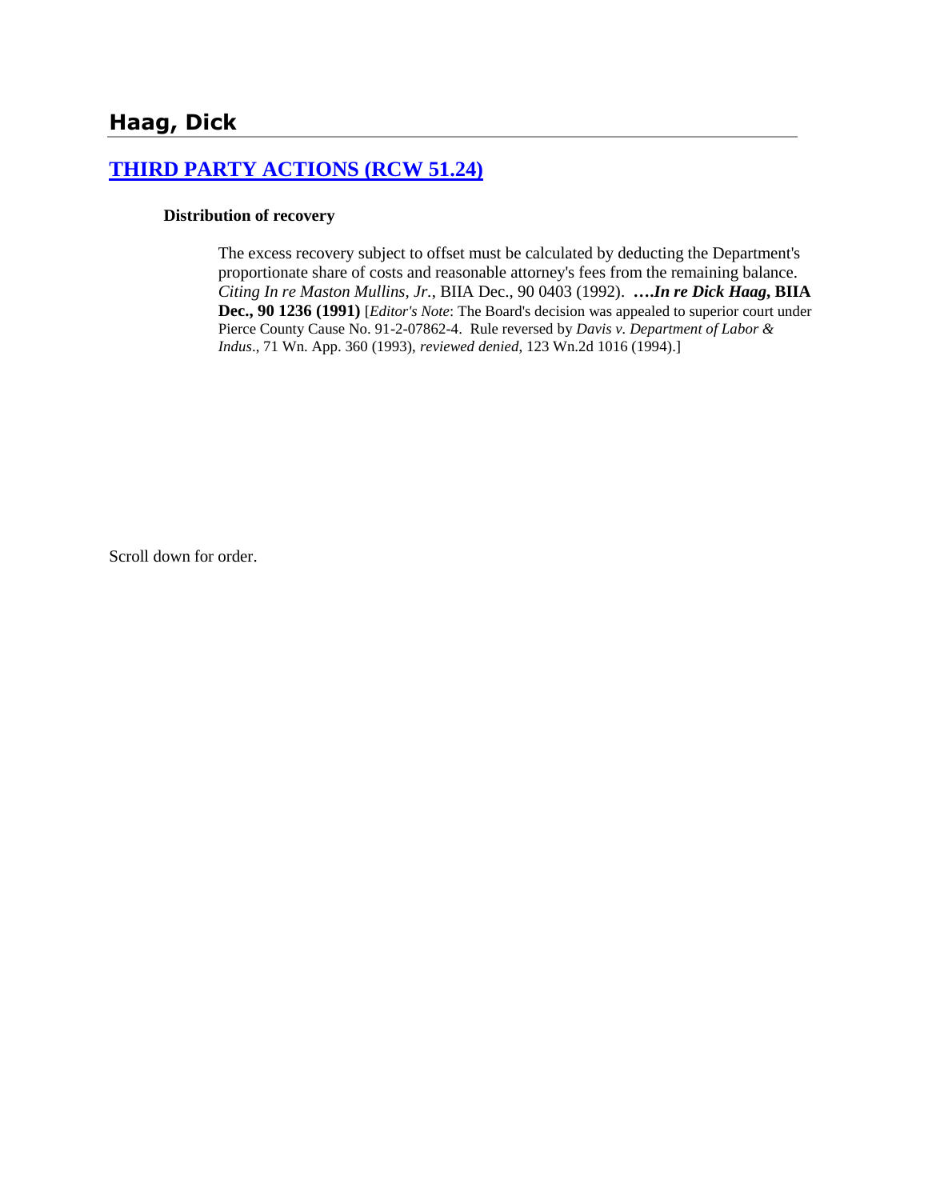## Haag, Dick

## [THIRD PARTY ACTIONS (RCW 51.24)]

**Distribution of recovery**

The excess recovery subject to offset must be calculated by deducting the Department's proportionate share of costs and reasonable attorney's fees from the remaining balance. *Citing In re Maston Mullins, Jr.*, BIIA Dec., 90 0403 (1992). **….*In re Dick Haag*, BIIA Dec., 90 1236 (1991)** [*Editor's Note*: The Board's decision was appealed to superior court under Pierce County Cause No. 91-2-07862-4. Rule reversed by *Davis v. Department of Labor & Indus*., 71 Wn. App. 360 (1993), *reviewed denied*, 123 Wn.2d 1016 (1994).]

Scroll down for order.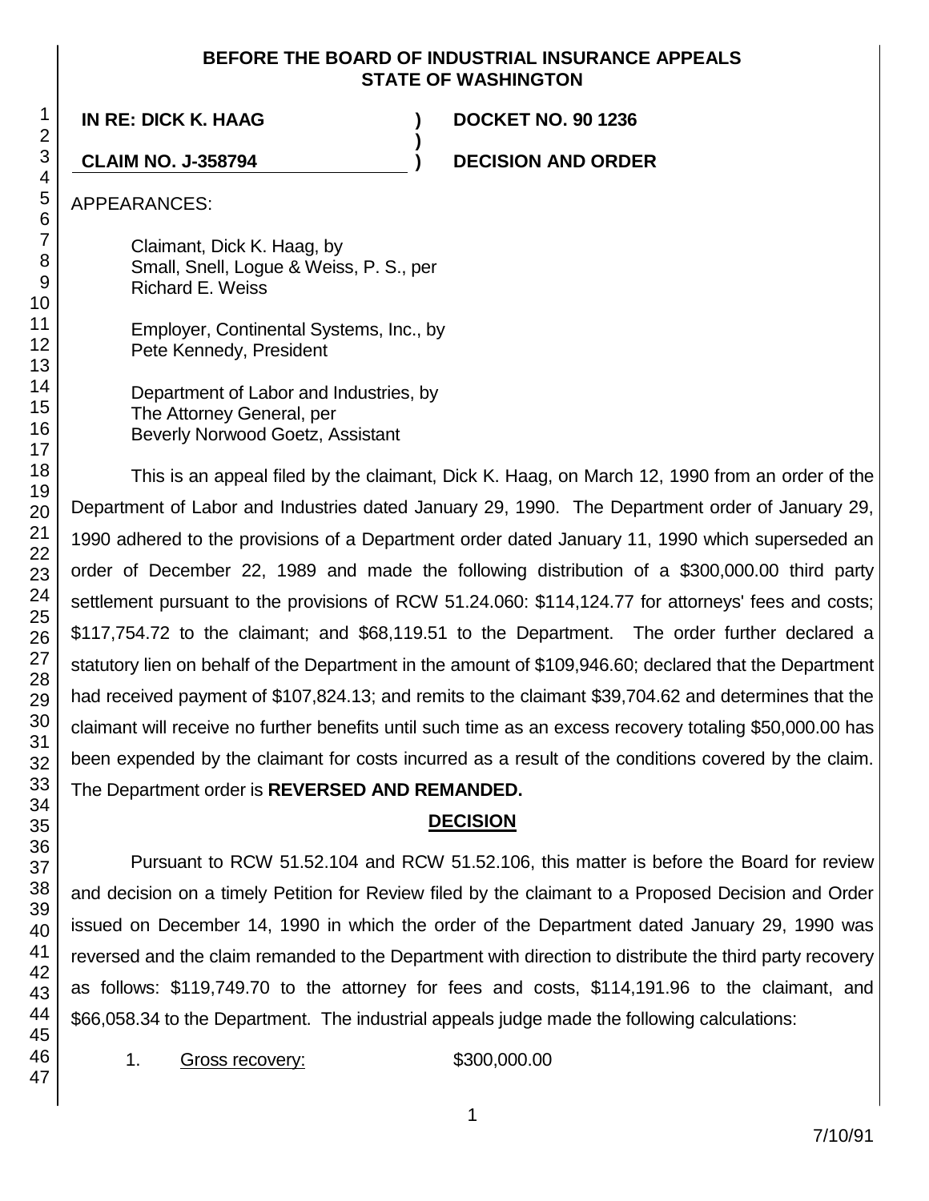**BEFORE THE BOARD OF INDUSTRIAL INSURANCE APPEALS**
**STATE OF WASHINGTON**

**IN RE: DICK K. HAAG** ) **DOCKET NO. 90 1236**
)
**CLAIM NO. J-358794** ) **DECISION AND ORDER**

APPEARANCES:

Claimant, Dick K. Haag, by
Small, Snell, Logue & Weiss, P. S., per
Richard E. Weiss

Employer, Continental Systems, Inc., by
Pete Kennedy, President

Department of Labor and Industries, by
The Attorney General, per
Beverly Norwood Goetz, Assistant

This is an appeal filed by the claimant, Dick K. Haag, on March 12, 1990 from an order of the Department of Labor and Industries dated January 29, 1990. The Department order of January 29, 1990 adhered to the provisions of a Department order dated January 11, 1990 which superseded an order of December 22, 1989 and made the following distribution of a $300,000.00 third party settlement pursuant to the provisions of RCW 51.24.060: $114,124.77 for attorneys' fees and costs; $117,754.72 to the claimant; and $68,119.51 to the Department. The order further declared a statutory lien on behalf of the Department in the amount of $109,946.60; declared that the Department had received payment of $107,824.13; and remits to the claimant $39,704.62 and determines that the claimant will receive no further benefits until such time as an excess recovery totaling $50,000.00 has been expended by the claimant for costs incurred as a result of the conditions covered by the claim. The Department order is **REVERSED AND REMANDED.**

## DECISION

Pursuant to RCW 51.52.104 and RCW 51.52.106, this matter is before the Board for review and decision on a timely Petition for Review filed by the claimant to a Proposed Decision and Order issued on December 14, 1990 in which the order of the Department dated January 29, 1990 was reversed and the claim remanded to the Department with direction to distribute the third party recovery as follows: $119,749.70 to the attorney for fees and costs, $114,191.96 to the claimant, and $66,058.34 to the Department. The industrial appeals judge made the following calculations:

1. Gross recovery: $300,000.00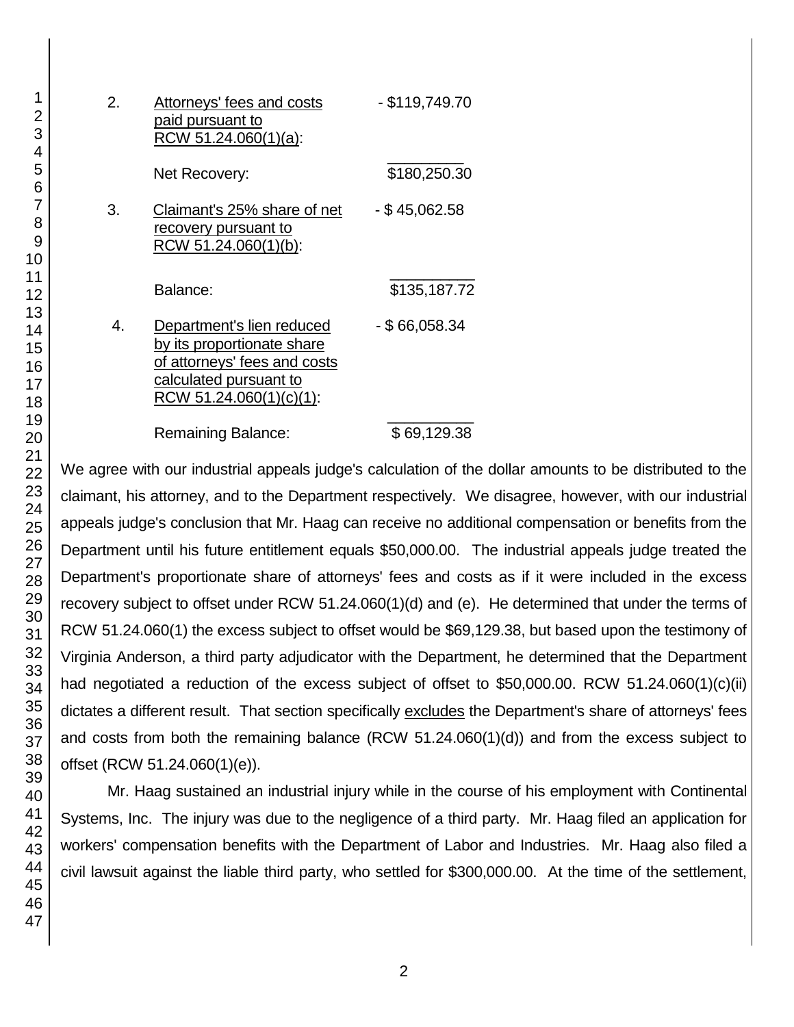| | | |
|---|---|---|
| 2. | Attorneys' fees and costs paid pursuant to RCW 51.24.060(1)(a): | - $119,749.70 |
| | Net Recovery: | $180,250.30 |
| 3. | Claimant's 25% share of net recovery pursuant to RCW 51.24.060(1)(b): | - $ 45,062.58 |
| | Balance: | $135,187.72 |
| 4. | Department's lien reduced by its proportionate share of attorneys' fees and costs calculated pursuant to RCW 51.24.060(1)(c)(1): | - $ 66,058.34 |
| | Remaining Balance: | $ 69,129.38 |

We agree with our industrial appeals judge's calculation of the dollar amounts to be distributed to the claimant, his attorney, and to the Department respectively. We disagree, however, with our industrial appeals judge's conclusion that Mr. Haag can receive no additional compensation or benefits from the Department until his future entitlement equals $50,000.00. The industrial appeals judge treated the Department's proportionate share of attorneys' fees and costs as if it were included in the excess recovery subject to offset under RCW 51.24.060(1)(d) and (e). He determined that under the terms of RCW 51.24.060(1) the excess subject to offset would be $69,129.38, but based upon the testimony of Virginia Anderson, a third party adjudicator with the Department, he determined that the Department had negotiated a reduction of the excess subject of offset to $50,000.00. RCW 51.24.060(1)(c)(ii) dictates a different result. That section specifically excludes the Department's share of attorneys' fees and costs from both the remaining balance (RCW 51.24.060(1)(d)) and from the excess subject to offset (RCW 51.24.060(1)(e)).

Mr. Haag sustained an industrial injury while in the course of his employment with Continental Systems, Inc. The injury was due to the negligence of a third party. Mr. Haag filed an application for workers' compensation benefits with the Department of Labor and Industries. Mr. Haag also filed a civil lawsuit against the liable third party, who settled for $300,000.00. At the time of the settlement,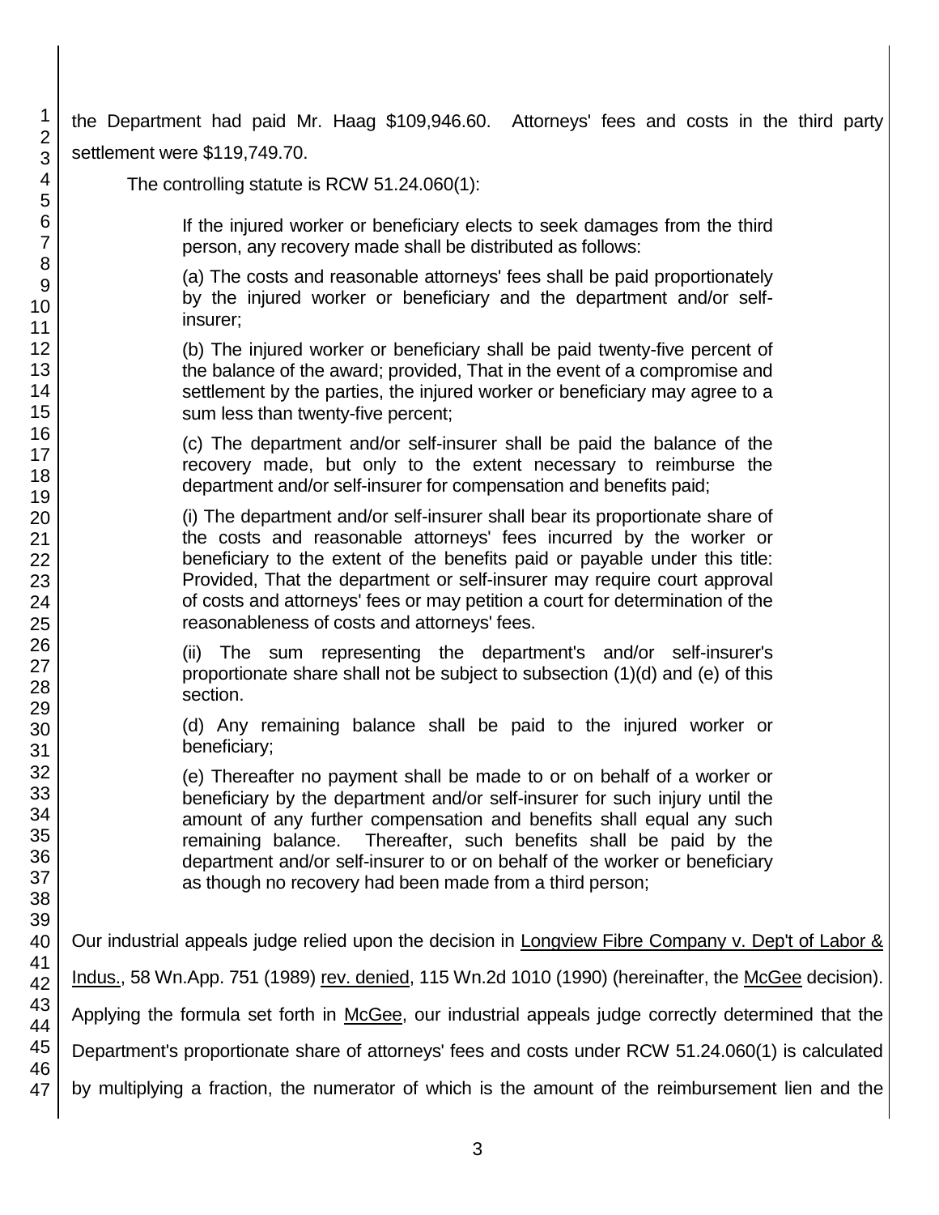the Department had paid Mr. Haag $109,946.60. Attorneys' fees and costs in the third party settlement were $119,749.70.

The controlling statute is RCW 51.24.060(1):

> If the injured worker or beneficiary elects to seek damages from the third person, any recovery made shall be distributed as follows:
>
> (a) The costs and reasonable attorneys' fees shall be paid proportionately by the injured worker or beneficiary and the department and/or self-insurer;
>
> (b) The injured worker or beneficiary shall be paid twenty-five percent of the balance of the award; provided, That in the event of a compromise and settlement by the parties, the injured worker or beneficiary may agree to a sum less than twenty-five percent;
>
> (c) The department and/or self-insurer shall be paid the balance of the recovery made, but only to the extent necessary to reimburse the department and/or self-insurer for compensation and benefits paid;
>
> (i) The department and/or self-insurer shall bear its proportionate share of the costs and reasonable attorneys' fees incurred by the worker or beneficiary to the extent of the benefits paid or payable under this title: Provided, That the department or self-insurer may require court approval of costs and attorneys' fees or may petition a court for determination of the reasonableness of costs and attorneys' fees.
>
> (ii) The sum representing the department's and/or self-insurer's proportionate share shall not be subject to subsection (1)(d) and (e) of this section.
>
> (d) Any remaining balance shall be paid to the injured worker or beneficiary;
>
> (e) Thereafter no payment shall be made to or on behalf of a worker or beneficiary by the department and/or self-insurer for such injury until the amount of any further compensation and benefits shall equal any such remaining balance. Thereafter, such benefits shall be paid by the department and/or self-insurer to or on behalf of the worker or beneficiary as though no recovery had been made from a third person;

Our industrial appeals judge relied upon the decision in Longview Fibre Company v. Dep't of Labor & Indus., 58 Wn.App. 751 (1989) rev. denied, 115 Wn.2d 1010 (1990) (hereinafter, the McGee decision). Applying the formula set forth in McGee, our industrial appeals judge correctly determined that the Department's proportionate share of attorneys' fees and costs under RCW 51.24.060(1) is calculated by multiplying a fraction, the numerator of which is the amount of the reimbursement lien and the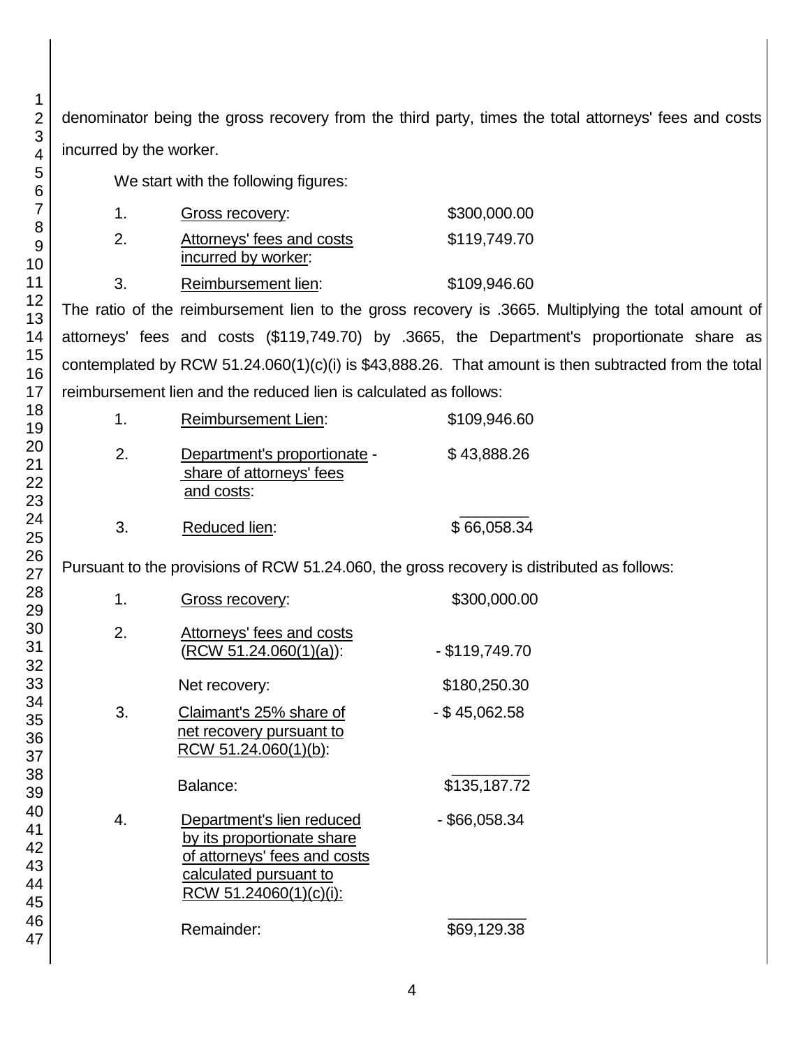denominator being the gross recovery from the third party, times the total attorneys' fees and costs incurred by the worker.

We start with the following figures:

| | | |
|---|---|---|
| 1. | Gross recovery: | \$300,000.00 |
| 2. | Attorneys' fees and costs incurred by worker: | \$119,749.70 |
| 3. | Reimbursement lien: | \$109,946.60 |

The ratio of the reimbursement lien to the gross recovery is .3665. Multiplying the total amount of attorneys' fees and costs (\$119,749.70) by .3665, the Department's proportionate share as contemplated by RCW 51.24.060(1)(c)(i) is \$43,888.26. That amount is then subtracted from the total reimbursement lien and the reduced lien is calculated as follows:

| | | |
|---|---|---|
| 1. | Reimbursement Lien: | \$109,946.60 |
| 2. | Department's proportionate - share of attorneys' fees and costs: | \$ 43,888.26 |
| 3. | Reduced lien: | \$ 66,058.34 |

Pursuant to the provisions of RCW 51.24.060, the gross recovery is distributed as follows:

| | | |
|---|---|---|
| 1. | Gross recovery: | \$300,000.00 |
| 2. | Attorneys' fees and costs (RCW 51.24.060(1)(a)): | - \$119,749.70 |
| | Net recovery: | \$180,250.30 |
| 3. | Claimant's 25% share of net recovery pursuant to RCW 51.24.060(1)(b): | - \$ 45,062.58 |
| | Balance: | \$135,187.72 |
| 4. | Department's lien reduced by its proportionate share of attorneys' fees and costs calculated pursuant to RCW 51.24060(1)(c)(i): | - \$66,058.34 |
| | Remainder: | \$69,129.38 |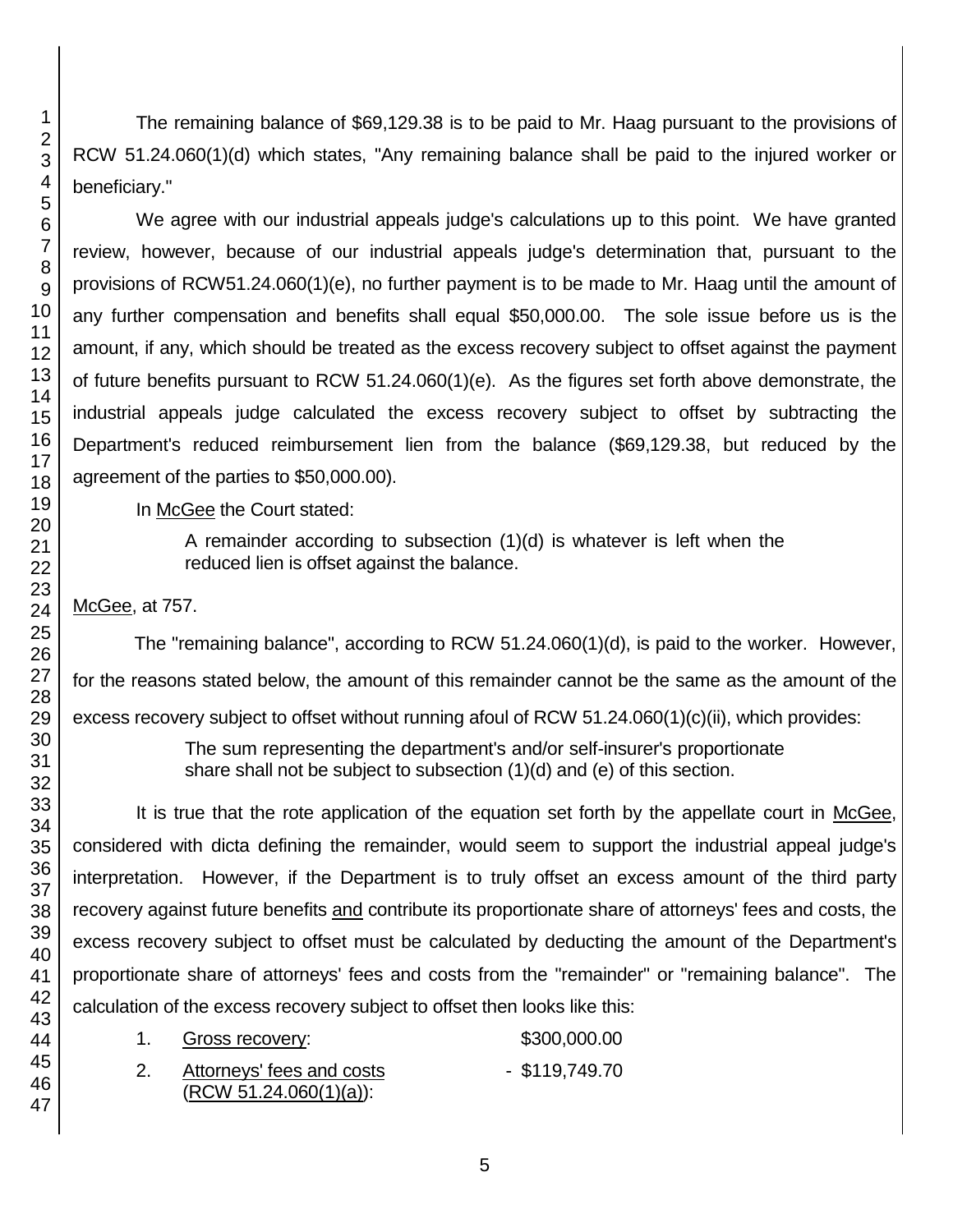The remaining balance of $69,129.38 is to be paid to Mr. Haag pursuant to the provisions of RCW 51.24.060(1)(d) which states, "Any remaining balance shall be paid to the injured worker or beneficiary."

We agree with our industrial appeals judge's calculations up to this point. We have granted review, however, because of our industrial appeals judge's determination that, pursuant to the provisions of RCW51.24.060(1)(e), no further payment is to be made to Mr. Haag until the amount of any further compensation and benefits shall equal $50,000.00. The sole issue before us is the amount, if any, which should be treated as the excess recovery subject to offset against the payment of future benefits pursuant to RCW 51.24.060(1)(e). As the figures set forth above demonstrate, the industrial appeals judge calculated the excess recovery subject to offset by subtracting the Department's reduced reimbursement lien from the balance ($69,129.38, but reduced by the agreement of the parties to $50,000.00).

In McGee the Court stated:

> A remainder according to subsection (1)(d) is whatever is left when the reduced lien is offset against the balance.

McGee, at 757.

The "remaining balance", according to RCW 51.24.060(1)(d), is paid to the worker. However, for the reasons stated below, the amount of this remainder cannot be the same as the amount of the excess recovery subject to offset without running afoul of RCW 51.24.060(1)(c)(ii), which provides:

> The sum representing the department's and/or self-insurer's proportionate share shall not be subject to subsection (1)(d) and (e) of this section.

It is true that the rote application of the equation set forth by the appellate court in McGee, considered with dicta defining the remainder, would seem to support the industrial appeal judge's interpretation. However, if the Department is to truly offset an excess amount of the third party recovery against future benefits and contribute its proportionate share of attorneys' fees and costs, the excess recovery subject to offset must be calculated by deducting the amount of the Department's proportionate share of attorneys' fees and costs from the "remainder" or "remaining balance". The calculation of the excess recovery subject to offset then looks like this:

1. Gross recovery: $300,000.00
2. Attorneys' fees and costs (RCW 51.24.060(1)(a)): - $119,749.70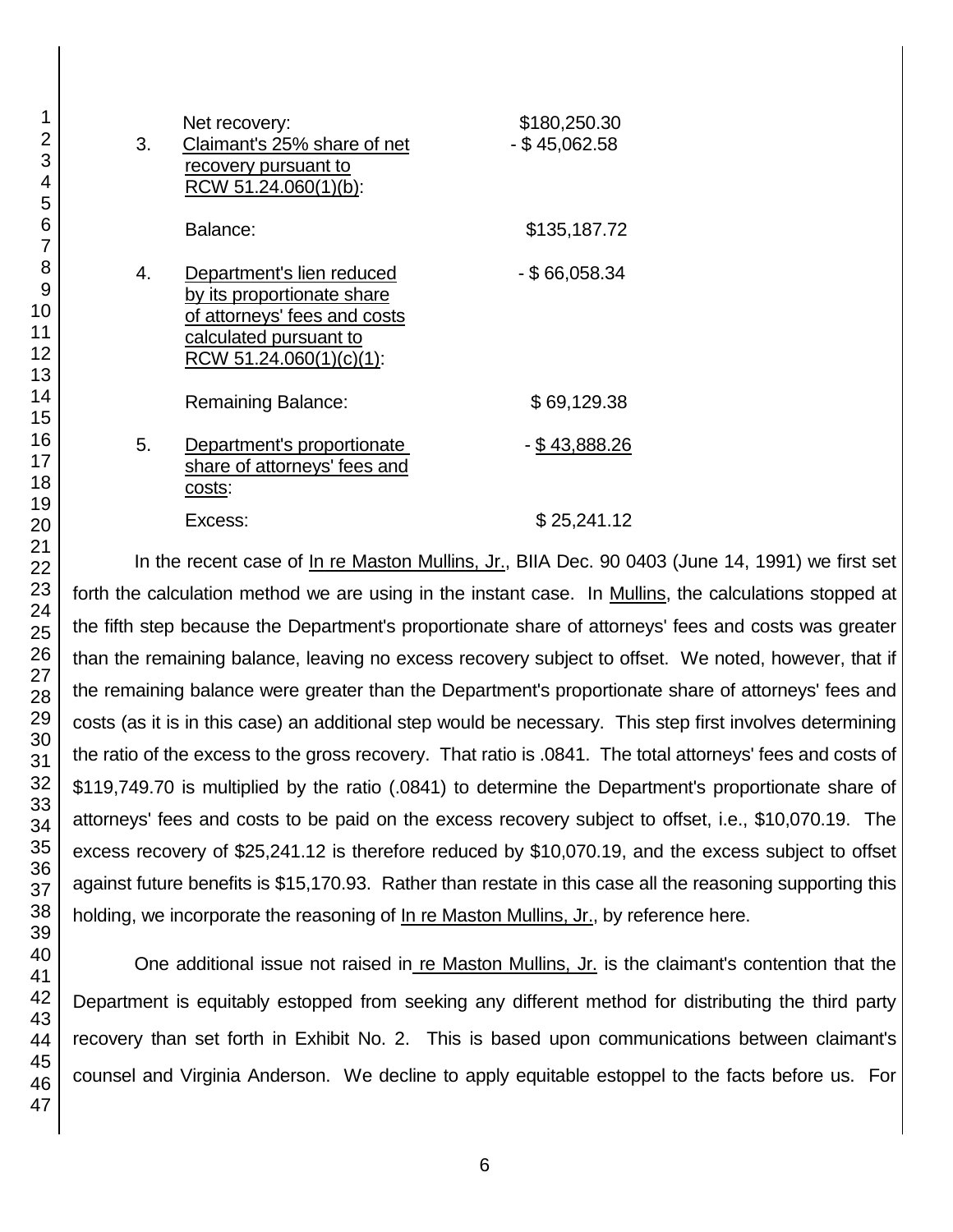| | | |
|---|---|---|
| | Net recovery: | $180,250.30 |
| 3. | Claimant's 25% share of net recovery pursuant to RCW 51.24.060(1)(b): | - $ 45,062.58 |
| | Balance: | $135,187.72 |
| 4. | Department's lien reduced by its proportionate share of attorneys' fees and costs calculated pursuant to RCW 51.24.060(1)(c)(1): | - $ 66,058.34 |
| | Remaining Balance: | $ 69,129.38 |
| 5. | Department's proportionate share of attorneys' fees and costs: | - $ 43,888.26 |
| | Excess: | $ 25,241.12 |

In the recent case of In re Maston Mullins, Jr., BIIA Dec. 90 0403 (June 14, 1991) we first set forth the calculation method we are using in the instant case. In Mullins, the calculations stopped at the fifth step because the Department's proportionate share of attorneys' fees and costs was greater than the remaining balance, leaving no excess recovery subject to offset. We noted, however, that if the remaining balance were greater than the Department's proportionate share of attorneys' fees and costs (as it is in this case) an additional step would be necessary. This step first involves determining the ratio of the excess to the gross recovery. That ratio is .0841. The total attorneys' fees and costs of $119,749.70 is multiplied by the ratio (.0841) to determine the Department's proportionate share of attorneys' fees and costs to be paid on the excess recovery subject to offset, i.e., $10,070.19. The excess recovery of $25,241.12 is therefore reduced by $10,070.19, and the excess subject to offset against future benefits is $15,170.93. Rather than restate in this case all the reasoning supporting this holding, we incorporate the reasoning of In re Maston Mullins, Jr., by reference here.

One additional issue not raised in re Maston Mullins, Jr. is the claimant's contention that the Department is equitably estopped from seeking any different method for distributing the third party recovery than set forth in Exhibit No. 2. This is based upon communications between claimant's counsel and Virginia Anderson. We decline to apply equitable estoppel to the facts before us. For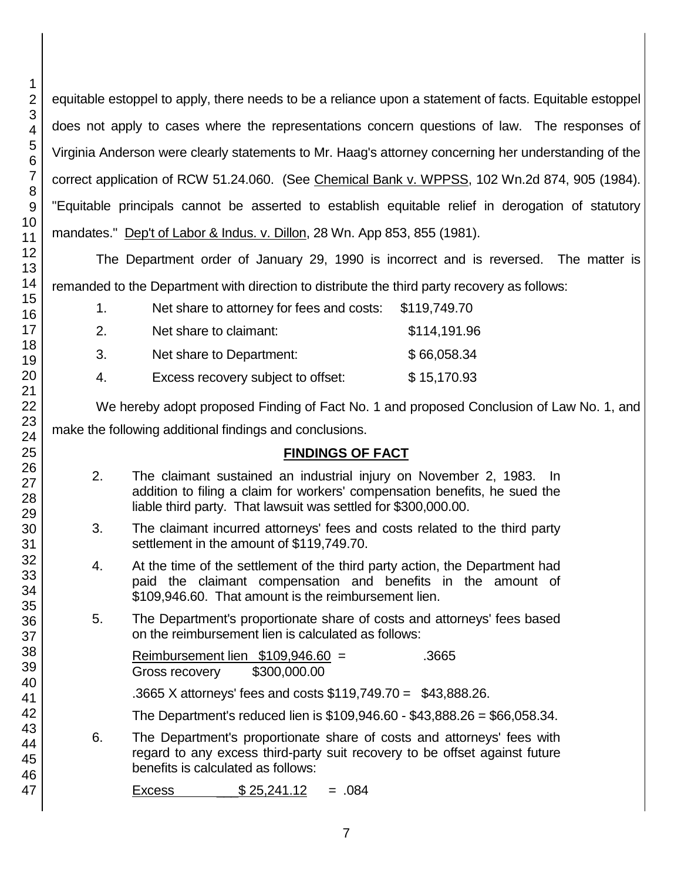equitable estoppel to apply, there needs to be a reliance upon a statement of facts. Equitable estoppel does not apply to cases where the representations concern questions of law. The responses of Virginia Anderson were clearly statements to Mr. Haag's attorney concerning her understanding of the correct application of RCW 51.24.060. (See Chemical Bank v. WPPSS, 102 Wn.2d 874, 905 (1984). "Equitable principals cannot be asserted to establish equitable relief in derogation of statutory mandates." Dep't of Labor & Indus. v. Dillon, 28 Wn. App 853, 855 (1981).

The Department order of January 29, 1990 is incorrect and is reversed. The matter is remanded to the Department with direction to distribute the third party recovery as follows:

| | | |
|---|---|---|
| 1. | Net share to attorney for fees and costs: | $119,749.70 |
| 2. | Net share to claimant: | $114,191.96 |
| 3. | Net share to Department: | $ 66,058.34 |
| 4. | Excess recovery subject to offset: | $ 15,170.93 |

We hereby adopt proposed Finding of Fact No. 1 and proposed Conclusion of Law No. 1, and make the following additional findings and conclusions.

## FINDINGS OF FACT

2. The claimant sustained an industrial injury on November 2, 1983. In addition to filing a claim for workers' compensation benefits, he sued the liable third party. That lawsuit was settled for $300,000.00.

3. The claimant incurred attorneys' fees and costs related to the third party settlement in the amount of $119,749.70.

4. At the time of the settlement of the third party action, the Department had paid the claimant compensation and benefits in the amount of $109,946.60. That amount is the reimbursement lien.

5. The Department's proportionate share of costs and attorneys' fees based on the reimbursement lien is calculated as follows:

   Reimbursement lien $109,946.60 = .3665
   Gross recovery $300,000.00

   .3665 X attorneys' fees and costs $119,749.70 = $43,888.26.

   The Department's reduced lien is $109,946.60 - $43,888.26 = $66,058.34.

6. The Department's proportionate share of costs and attorneys' fees with regard to any excess third-party suit recovery to be offset against future benefits is calculated as follows:

   Excess $ 25,241.12 = .084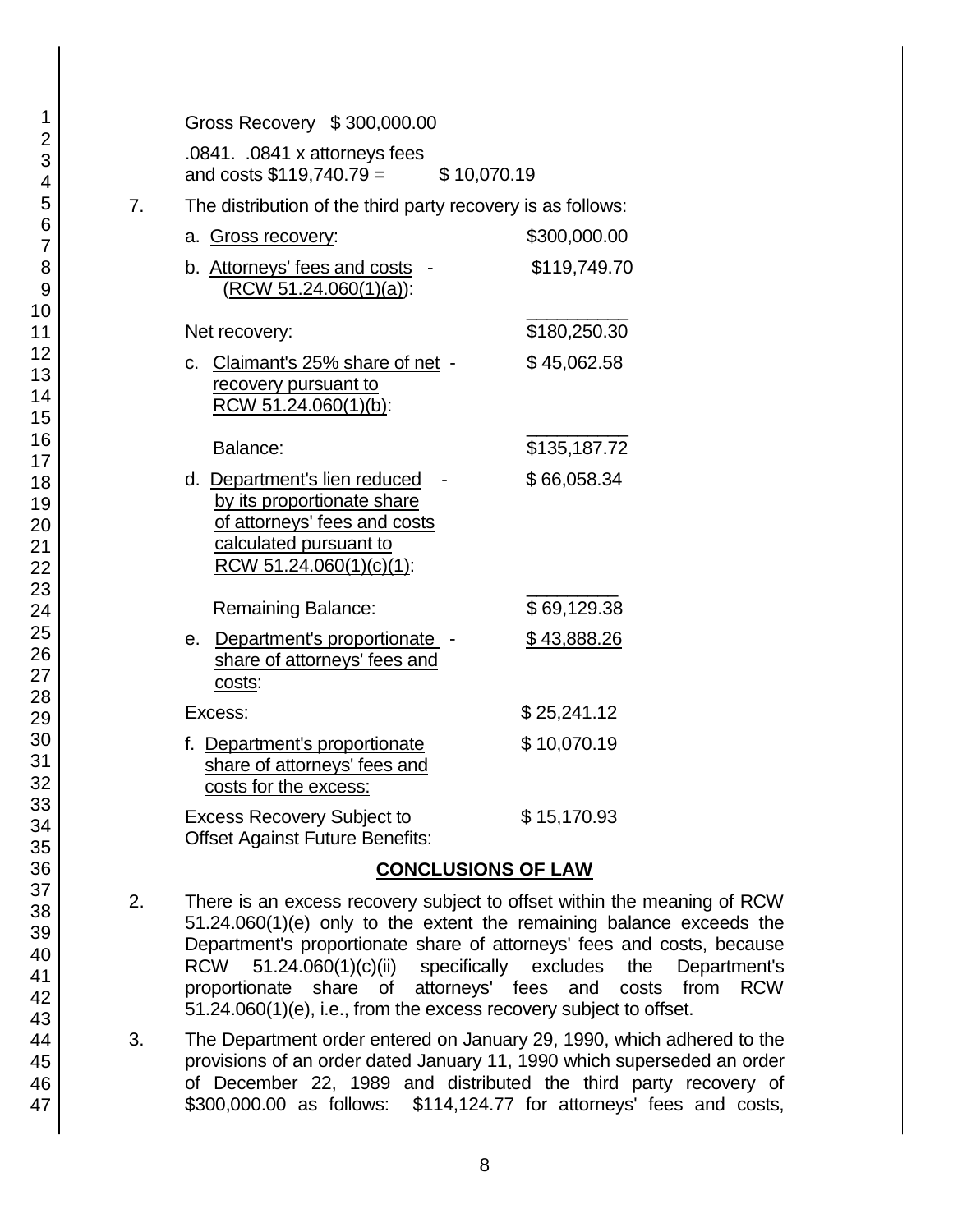Gross Recovery $300,000.00

.0841. .0841 x attorneys fees and costs $119,740.79 = $10,070.19

7. The distribution of the third party recovery is as follows:

| | |
|---|---|
| a. Gross recovery: | $300,000.00 |
| b. Attorneys' fees and costs - (RCW 51.24.060(1)(a)): | $119,749.70 |
| Net recovery: | $180,250.30 |
| c. Claimant's 25% share of net - recovery pursuant to RCW 51.24.060(1)(b): | $45,062.58 |
| Balance: | $135,187.72 |
| d. Department's lien reduced - by its proportionate share of attorneys' fees and costs calculated pursuant to RCW 51.24.060(1)(c)(1): | $66,058.34 |
| Remaining Balance: | $69,129.38 |
| e. Department's proportionate - share of attorneys' fees and costs: | $43,888.26 |
| Excess: | $25,241.12 |
| f. Department's proportionate share of attorneys' fees and costs for the excess: | $10,070.19 |
| Excess Recovery Subject to Offset Against Future Benefits: | $15,170.93 |

## CONCLUSIONS OF LAW

2. There is an excess recovery subject to offset within the meaning of RCW 51.24.060(1)(e) only to the extent the remaining balance exceeds the Department's proportionate share of attorneys' fees and costs, because RCW 51.24.060(1)(c)(ii) specifically excludes the Department's proportionate share of attorneys' fees and costs from RCW 51.24.060(1)(e), i.e., from the excess recovery subject to offset.

3. The Department order entered on January 29, 1990, which adhered to the provisions of an order dated January 11, 1990 which superseded an order of December 22, 1989 and distributed the third party recovery of $300,000.00 as follows: $114,124.77 for attorneys' fees and costs,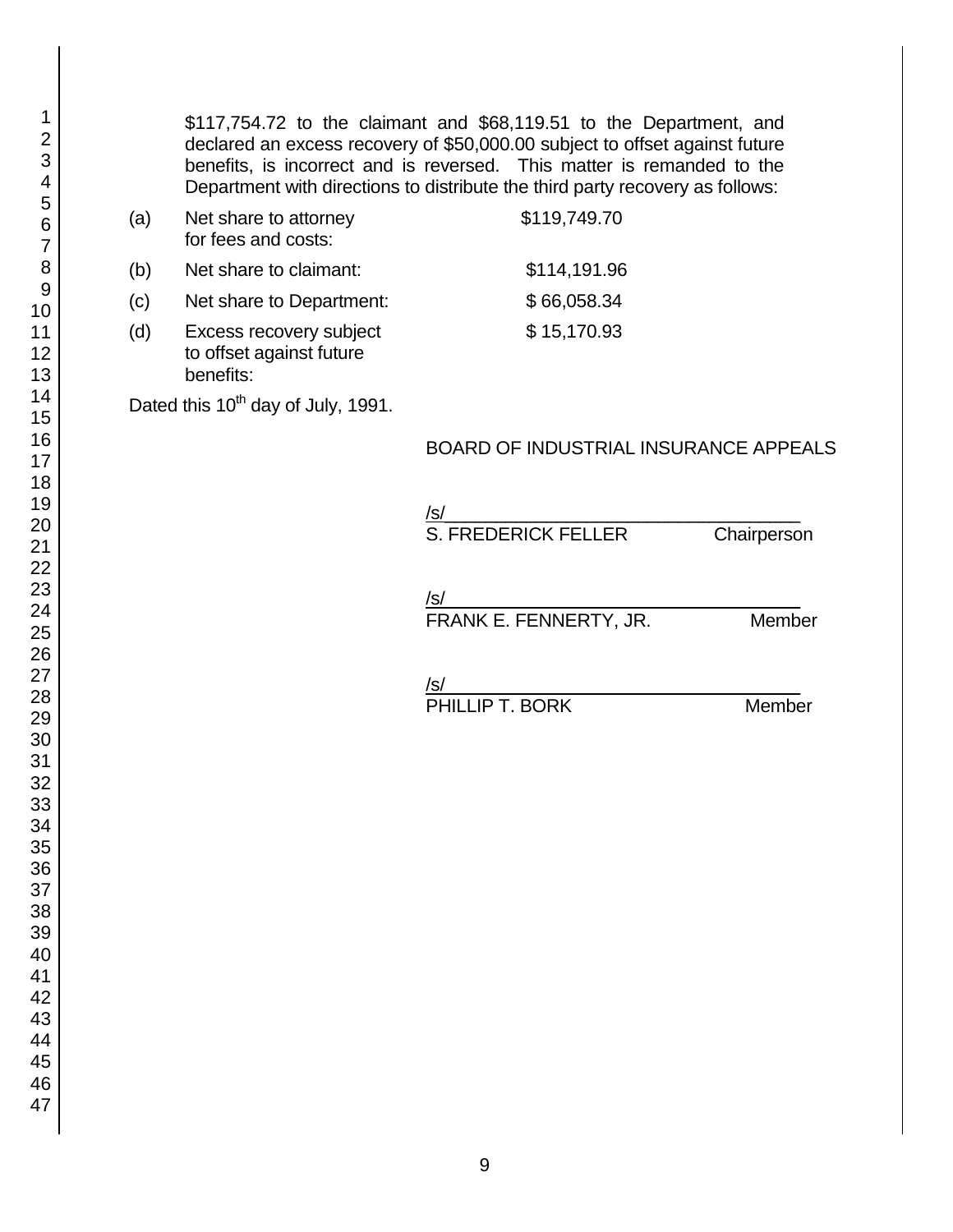$117,754.72 to the claimant and $68,119.51 to the Department, and declared an excess recovery of $50,000.00 subject to offset against future benefits, is incorrect and is reversed. This matter is remanded to the Department with directions to distribute the third party recovery as follows:

| | | |
|---|---|---|
| (a) | Net share to attorney for fees and costs: | $119,749.70 |
| (b) | Net share to claimant: | $114,191.96 |
| (c) | Net share to Department: | $ 66,058.34 |
| (d) | Excess recovery subject to offset against future benefits: | $ 15,170.93 |

Dated this 10th day of July, 1991.

BOARD OF INDUSTRIAL INSURANCE APPEALS

/s/
S. FREDERICK FELLER Chairperson

/s/
FRANK E. FENNERTY, JR. Member

/s/
PHILLIP T. BORK Member